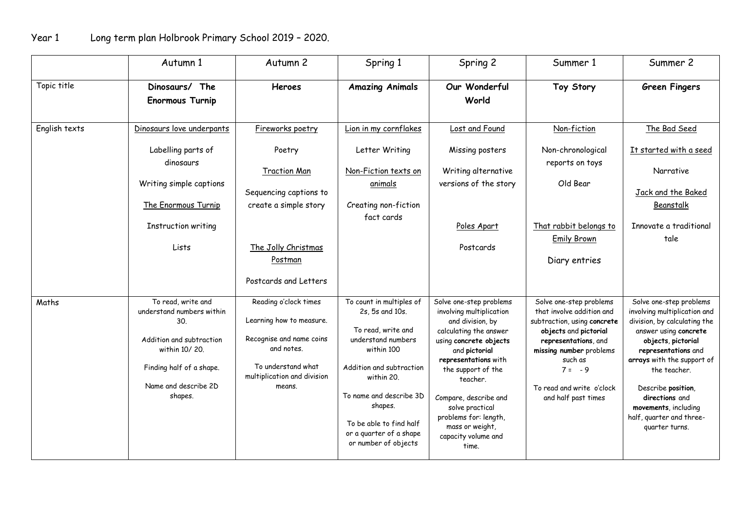Year 1 Long term plan Holbrook Primary School 2019 – 2020.

| | Autumn 1 | Autumn 2 | Spring 1 | Spring 2 | Summer 1 | Summer 2 |
|---|---|---|---|---|---|---|
| Topic title | **Dinosaurs/ The Enormous Turnip** | **Heroes** | **Amazing Animals** | **Our Wonderful World** | **Toy Story** | **Green Fingers** |
| English texts | Dinosaurs love underpants<br><br>Labelling parts of dinosaurs<br><br>Writing simple captions<br><br>The Enormous Turnip<br><br>Instruction writing<br><br>Lists | Fireworks poetry<br><br>Poetry<br><br>Traction Man<br><br>Sequencing captions to create a simple story<br><br>The Jolly Christmas Postman<br><br>Postcards and Letters | Lion in my cornflakes<br><br>Letter Writing<br><br>Non-Fiction texts on animals<br><br>Creating non-fiction fact cards | Lost and Found<br><br>Missing posters<br><br>Writing alternative versions of the story<br><br>Poles Apart<br><br>Postcards | Non-fiction<br><br>Non-chronological reports on toys<br><br>Old Bear<br><br>That rabbit belongs to Emily Brown<br><br>Diary entries | The Bad Seed<br><br>It started with a seed<br><br>Narrative<br><br>Jack and the Baked Beanstalk<br><br>Innovate a traditional tale |
| Maths | To read, write and understand numbers within 30.<br><br>Addition and subtraction within 10/ 20.<br><br>Finding half of a shape.<br><br>Name and describe 2D shapes. | Reading o'clock times<br><br>Learning how to measure.<br><br>Recognise and name coins and notes.<br><br>To understand what multiplication and division means. | To count in multiples of 2s, 5s and 10s.<br><br>To read, write and understand numbers within 100<br><br>Addition and subtraction within 20.<br><br>To name and describe 3D shapes.<br><br>To be able to find half or a quarter of a shape or number of objects | Solve one-step problems involving multiplication and division, by calculating the answer using **concrete objects** and **pictorial representations** with the support of the teacher.<br><br>Compare, describe and solve practical problems for: length, mass or weight, capacity volume and time. | Solve one-step problems that involve addition and subtraction, using **concrete objects** and **pictorial representations**, and **missing number** problems such as<br>7 = - 9<br><br>To read and write o'clock and half past times | Solve one-step problems involving multiplication and division, by calculating the answer using **concrete objects**, **pictorial representations** and **arrays** with the support of the teacher.<br><br>Describe **position**, **directions** and **movements**, including half, quarter and three-quarter turns. |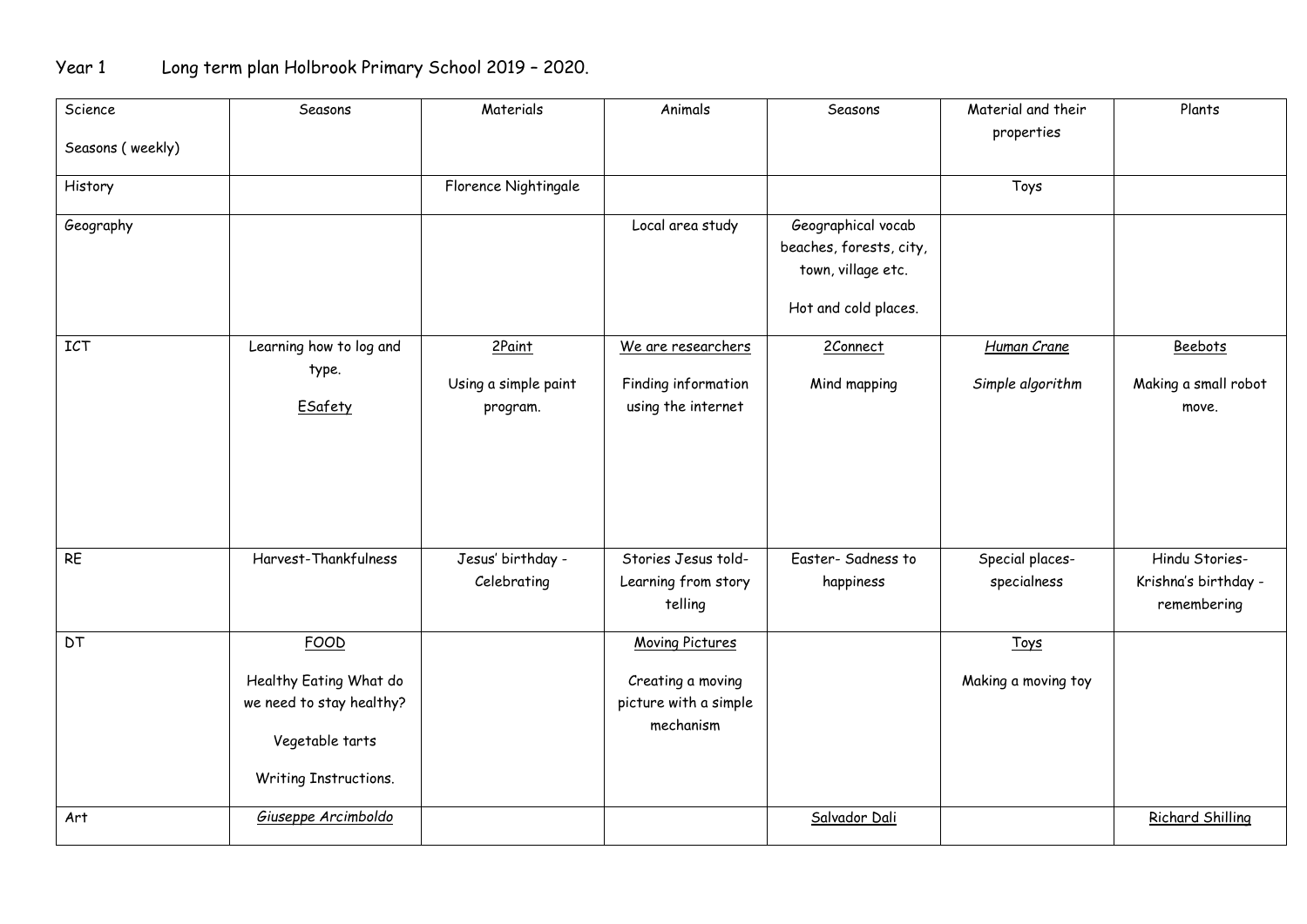Year 1 Long term plan Holbrook Primary School 2019 – 2020.

| Science<br><br>Seasons ( weekly) | Seasons | Materials | Animals | Seasons | Material and their properties | Plants |
|---|---|---|---|---|---|---|
| History | | Florence Nightingale | | | Toys | |
| Geography | | | Local area study | Geographical vocab beaches, forests, city, town, village etc.<br><br>Hot and cold places. | | |
| ICT | Learning how to log and type.<br><br>ESafety | 2Paint<br><br>Using a simple paint program. | We are researchers<br><br>Finding information using the internet | 2Connect<br><br>Mind mapping | *Human Crane*<br><br>*Simple algorithm* | Beebots<br><br>Making a small robot move. |
| RE | Harvest-Thankfulness | Jesus' birthday - Celebrating | Stories Jesus told- Learning from story telling | Easter- Sadness to happiness | Special places- specialness | Hindu Stories- Krishna's birthday - remembering |
| DT | FOOD<br><br>Healthy Eating What do we need to stay healthy?<br><br>Vegetable tarts<br><br>Writing Instructions. | | Moving Pictures<br><br>Creating a moving picture with a simple mechanism | | Toys<br><br>Making a moving toy | |
| Art | *Giuseppe Arcimboldo* | | | Salvador Dali | | Richard Shilling |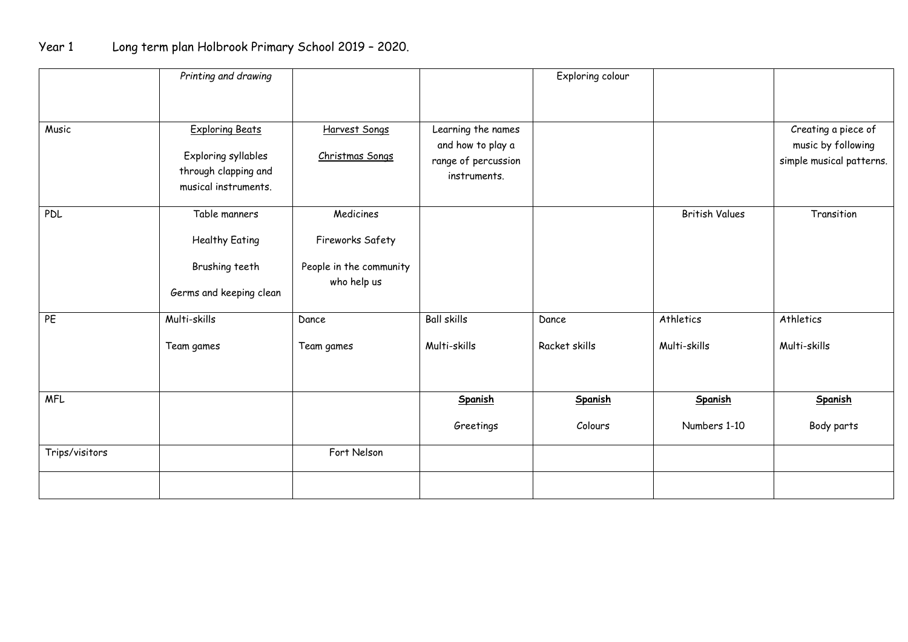Year 1 Long term plan Holbrook Primary School 2019 – 2020.

| | | | | | | |
|---|---|---|---|---|---|---|
| | *Printing and drawing* | | | Exploring colour | | |
| Music | Exploring Beats<br><br>Exploring syllables through clapping and musical instruments. | Harvest Songs<br><br>Christmas Songs | Learning the names and how to play a range of percussion instruments. | | | Creating a piece of music by following simple musical patterns. |
| PDL | Table manners<br><br>Healthy Eating<br><br>Brushing teeth<br><br>Germs and keeping clean | Medicines<br><br>Fireworks Safety<br><br>People in the community who help us | | | British Values | Transition |
| PE | Multi-skills<br><br>Team games | Dance<br><br>Team games | Ball skills<br><br>Multi-skills | Dance<br><br>Racket skills | Athletics<br><br>Multi-skills | Athletics<br><br>Multi-skills |
| MFL | | | **Spanish**<br><br>Greetings | **Spanish**<br><br>Colours | **Spanish**<br><br>Numbers 1-10 | **Spanish**<br><br>Body parts |
| Trips/visitors | | Fort Nelson | | | | |
| | | | | | | |